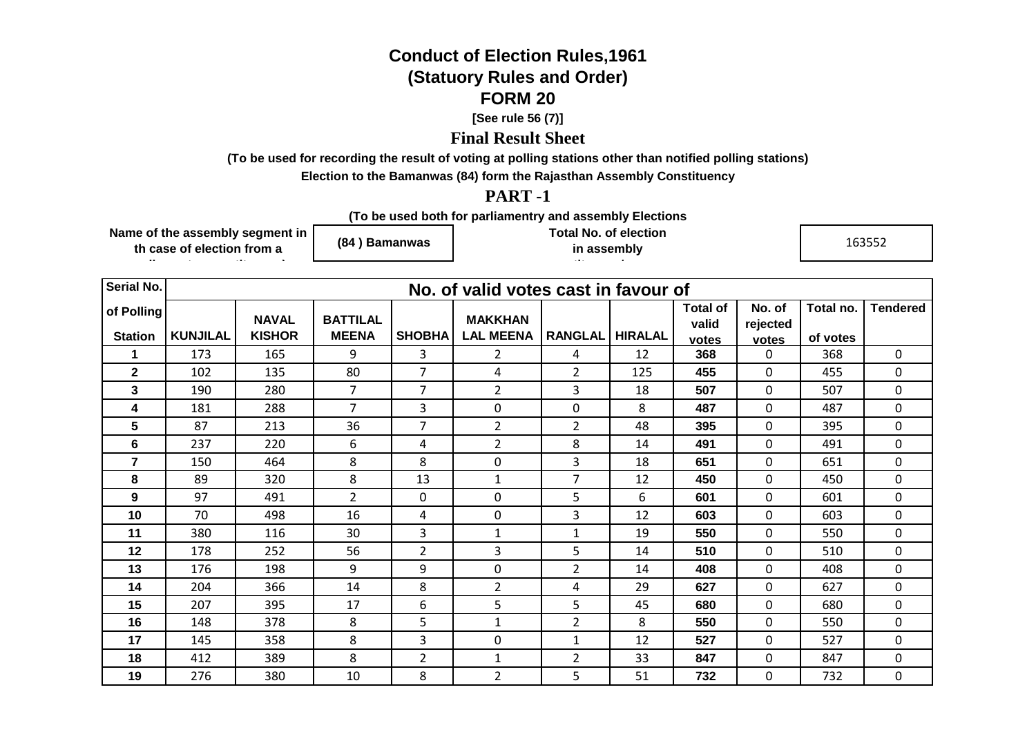# Conduct of Election Rules,1961

## (Statuory Rules and Order)

## FORM 20

**[See rule 56 (7)]**

## Final Result Sheet

**(To be used for recording the result of voting at polling stations other than notified polling stations)**

**Election to the Bamanwas (84) form the Rajasthan Assembly Constituency**

## PART -1

**(To be used both for parliamentry and assembly Elections**

| Name of the assembly segment in th case of election from a | (84 ) Bamanwas | Total No. of election in assembly | 163552 |
|---|---|---|---|

| Serial No. of Polling Station | No. of valid votes cast in favour of | | | | | | | Total of valid votes | No. of rejected votes | Total no. of votes | Tendered |
|---|---|---|---|---|---|---|---|---|---|---|---|
| | KUNJILAL | NAVAL KISHOR | BATTILAL MEENA | SHOBHA | MAKKHAN LAL MEENA | RANGLAL | HIRALAL | | | | |
| **1** | 173 | 165 | 9 | 3 | 2 | 4 | 12 | **368** | 0 | 368 | 0 |
| **2** | 102 | 135 | 80 | 7 | 4 | 2 | 125 | **455** | 0 | 455 | 0 |
| **3** | 190 | 280 | 7 | 7 | 2 | 3 | 18 | **507** | 0 | 507 | 0 |
| **4** | 181 | 288 | 7 | 3 | 0 | 0 | 8 | **487** | 0 | 487 | 0 |
| **5** | 87 | 213 | 36 | 7 | 2 | 2 | 48 | **395** | 0 | 395 | 0 |
| **6** | 237 | 220 | 6 | 4 | 2 | 8 | 14 | **491** | 0 | 491 | 0 |
| **7** | 150 | 464 | 8 | 8 | 0 | 3 | 18 | **651** | 0 | 651 | 0 |
| **8** | 89 | 320 | 8 | 13 | 1 | 7 | 12 | **450** | 0 | 450 | 0 |
| **9** | 97 | 491 | 2 | 0 | 0 | 5 | 6 | **601** | 0 | 601 | 0 |
| **10** | 70 | 498 | 16 | 4 | 0 | 3 | 12 | **603** | 0 | 603 | 0 |
| **11** | 380 | 116 | 30 | 3 | 1 | 1 | 19 | **550** | 0 | 550 | 0 |
| **12** | 178 | 252 | 56 | 2 | 3 | 5 | 14 | **510** | 0 | 510 | 0 |
| **13** | 176 | 198 | 9 | 9 | 0 | 2 | 14 | **408** | 0 | 408 | 0 |
| **14** | 204 | 366 | 14 | 8 | 2 | 4 | 29 | **627** | 0 | 627 | 0 |
| **15** | 207 | 395 | 17 | 6 | 5 | 5 | 45 | **680** | 0 | 680 | 0 |
| **16** | 148 | 378 | 8 | 5 | 1 | 2 | 8 | **550** | 0 | 550 | 0 |
| **17** | 145 | 358 | 8 | 3 | 0 | 1 | 12 | **527** | 0 | 527 | 0 |
| **18** | 412 | 389 | 8 | 2 | 1 | 2 | 33 | **847** | 0 | 847 | 0 |
| **19** | 276 | 380 | 10 | 8 | 2 | 5 | 51 | **732** | 0 | 732 | 0 |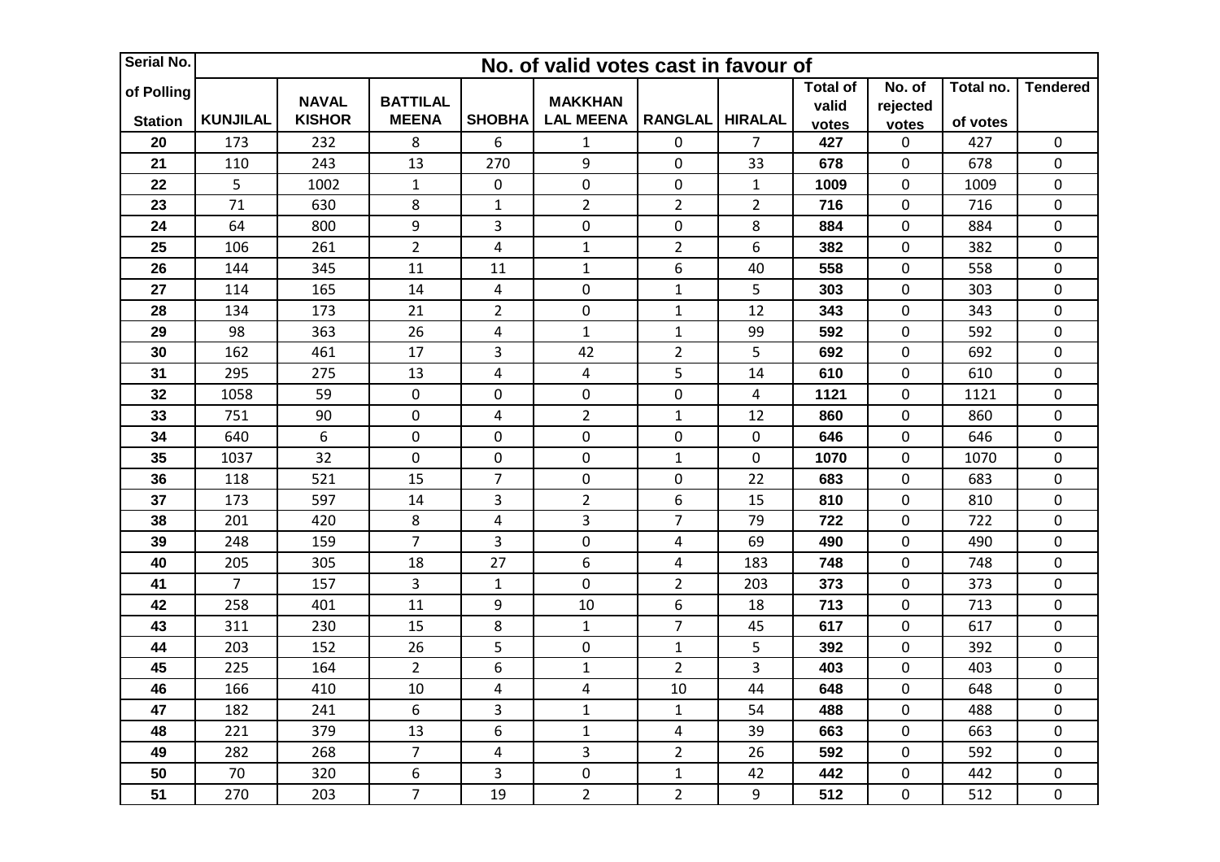| Serial No. of Polling Station | No. of valid votes cast in favour of | | | | | | | | | | |
|---|---|---|---|---|---|---|---|---|---|---|---|
| | KUNJILAL | NAVAL KISHOR | BATTILAL MEENA | SHOBHA | MAKKHAN LAL MEENA | RANGLAL | HIRALAL | Total of valid votes | No. of rejected votes | Total no. of votes | Tendered |
| **20** | 173 | 232 | 8 | 6 | 1 | 0 | 7 | **427** | 0 | 427 | 0 |
| **21** | 110 | 243 | 13 | 270 | 9 | 0 | 33 | **678** | 0 | 678 | 0 |
| **22** | 5 | 1002 | 1 | 0 | 0 | 0 | 1 | **1009** | 0 | 1009 | 0 |
| **23** | 71 | 630 | 8 | 1 | 2 | 2 | 2 | **716** | 0 | 716 | 0 |
| **24** | 64 | 800 | 9 | 3 | 0 | 0 | 8 | **884** | 0 | 884 | 0 |
| **25** | 106 | 261 | 2 | 4 | 1 | 2 | 6 | **382** | 0 | 382 | 0 |
| **26** | 144 | 345 | 11 | 11 | 1 | 6 | 40 | **558** | 0 | 558 | 0 |
| **27** | 114 | 165 | 14 | 4 | 0 | 1 | 5 | **303** | 0 | 303 | 0 |
| **28** | 134 | 173 | 21 | 2 | 0 | 1 | 12 | **343** | 0 | 343 | 0 |
| **29** | 98 | 363 | 26 | 4 | 1 | 1 | 99 | **592** | 0 | 592 | 0 |
| **30** | 162 | 461 | 17 | 3 | 42 | 2 | 5 | **692** | 0 | 692 | 0 |
| **31** | 295 | 275 | 13 | 4 | 4 | 5 | 14 | **610** | 0 | 610 | 0 |
| **32** | 1058 | 59 | 0 | 0 | 0 | 0 | 4 | **1121** | 0 | 1121 | 0 |
| **33** | 751 | 90 | 0 | 4 | 2 | 1 | 12 | **860** | 0 | 860 | 0 |
| **34** | 640 | 6 | 0 | 0 | 0 | 0 | 0 | **646** | 0 | 646 | 0 |
| **35** | 1037 | 32 | 0 | 0 | 0 | 1 | 0 | **1070** | 0 | 1070 | 0 |
| **36** | 118 | 521 | 15 | 7 | 0 | 0 | 22 | **683** | 0 | 683 | 0 |
| **37** | 173 | 597 | 14 | 3 | 2 | 6 | 15 | **810** | 0 | 810 | 0 |
| **38** | 201 | 420 | 8 | 4 | 3 | 7 | 79 | **722** | 0 | 722 | 0 |
| **39** | 248 | 159 | 7 | 3 | 0 | 4 | 69 | **490** | 0 | 490 | 0 |
| **40** | 205 | 305 | 18 | 27 | 6 | 4 | 183 | **748** | 0 | 748 | 0 |
| **41** | 7 | 157 | 3 | 1 | 0 | 2 | 203 | **373** | 0 | 373 | 0 |
| **42** | 258 | 401 | 11 | 9 | 10 | 6 | 18 | **713** | 0 | 713 | 0 |
| **43** | 311 | 230 | 15 | 8 | 1 | 7 | 45 | **617** | 0 | 617 | 0 |
| **44** | 203 | 152 | 26 | 5 | 0 | 1 | 5 | **392** | 0 | 392 | 0 |
| **45** | 225 | 164 | 2 | 6 | 1 | 2 | 3 | **403** | 0 | 403 | 0 |
| **46** | 166 | 410 | 10 | 4 | 4 | 10 | 44 | **648** | 0 | 648 | 0 |
| **47** | 182 | 241 | 6 | 3 | 1 | 1 | 54 | **488** | 0 | 488 | 0 |
| **48** | 221 | 379 | 13 | 6 | 1 | 4 | 39 | **663** | 0 | 663 | 0 |
| **49** | 282 | 268 | 7 | 4 | 3 | 2 | 26 | **592** | 0 | 592 | 0 |
| **50** | 70 | 320 | 6 | 3 | 0 | 1 | 42 | **442** | 0 | 442 | 0 |
| **51** | 270 | 203 | 7 | 19 | 2 | 2 | 9 | **512** | 0 | 512 | 0 |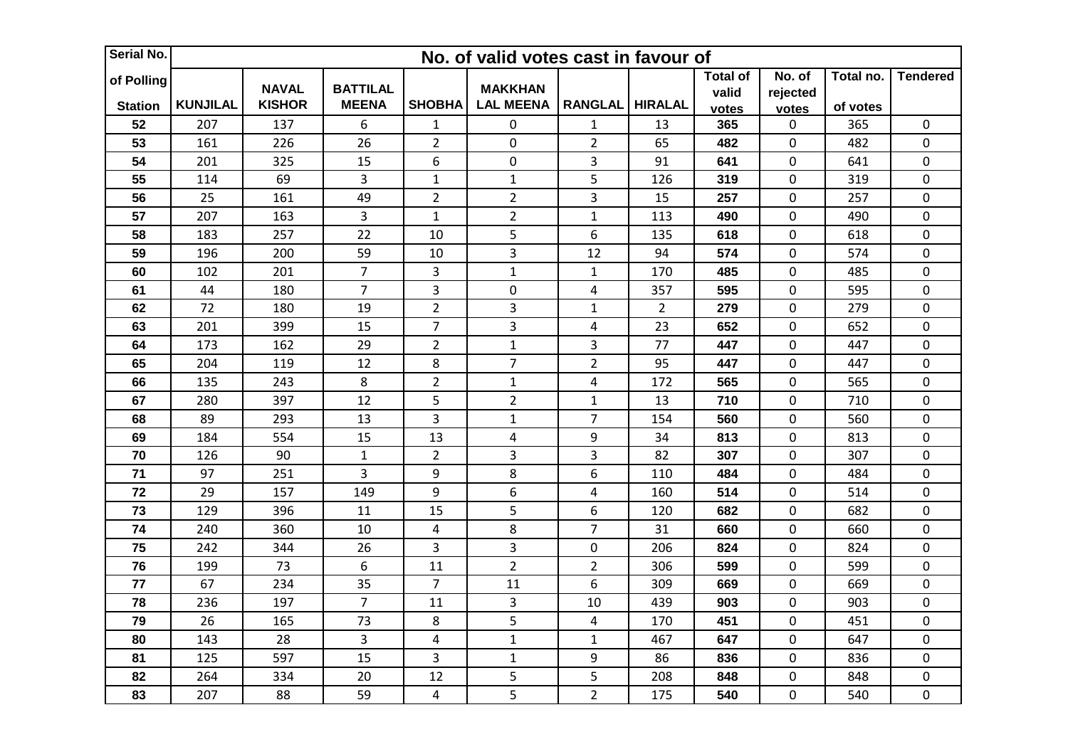| Serial No. of Polling Station | No. of valid votes cast in favour of | | | | | | | | | | |
|---|---|---|---|---|---|---|---|---|---|---|---|
| | KUNJILAL | NAVAL KISHOR | BATTILAL MEENA | SHOBHA | MAKKHAN LAL MEENA | RANGLAL | HIRALAL | Total of valid votes | No. of rejected votes | Total no. of votes | Tendered |
| 52 | 207 | 137 | 6 | 1 | 0 | 1 | 13 | 365 | 0 | 365 | 0 |
| 53 | 161 | 226 | 26 | 2 | 0 | 2 | 65 | 482 | 0 | 482 | 0 |
| 54 | 201 | 325 | 15 | 6 | 0 | 3 | 91 | 641 | 0 | 641 | 0 |
| 55 | 114 | 69 | 3 | 1 | 1 | 5 | 126 | 319 | 0 | 319 | 0 |
| 56 | 25 | 161 | 49 | 2 | 2 | 3 | 15 | 257 | 0 | 257 | 0 |
| 57 | 207 | 163 | 3 | 1 | 2 | 1 | 113 | 490 | 0 | 490 | 0 |
| 58 | 183 | 257 | 22 | 10 | 5 | 6 | 135 | 618 | 0 | 618 | 0 |
| 59 | 196 | 200 | 59 | 10 | 3 | 12 | 94 | 574 | 0 | 574 | 0 |
| 60 | 102 | 201 | 7 | 3 | 1 | 1 | 170 | 485 | 0 | 485 | 0 |
| 61 | 44 | 180 | 7 | 3 | 0 | 4 | 357 | 595 | 0 | 595 | 0 |
| 62 | 72 | 180 | 19 | 2 | 3 | 1 | 2 | 279 | 0 | 279 | 0 |
| 63 | 201 | 399 | 15 | 7 | 3 | 4 | 23 | 652 | 0 | 652 | 0 |
| 64 | 173 | 162 | 29 | 2 | 1 | 3 | 77 | 447 | 0 | 447 | 0 |
| 65 | 204 | 119 | 12 | 8 | 7 | 2 | 95 | 447 | 0 | 447 | 0 |
| 66 | 135 | 243 | 8 | 2 | 1 | 4 | 172 | 565 | 0 | 565 | 0 |
| 67 | 280 | 397 | 12 | 5 | 2 | 1 | 13 | 710 | 0 | 710 | 0 |
| 68 | 89 | 293 | 13 | 3 | 1 | 7 | 154 | 560 | 0 | 560 | 0 |
| 69 | 184 | 554 | 15 | 13 | 4 | 9 | 34 | 813 | 0 | 813 | 0 |
| 70 | 126 | 90 | 1 | 2 | 3 | 3 | 82 | 307 | 0 | 307 | 0 |
| 71 | 97 | 251 | 3 | 9 | 8 | 6 | 110 | 484 | 0 | 484 | 0 |
| 72 | 29 | 157 | 149 | 9 | 6 | 4 | 160 | 514 | 0 | 514 | 0 |
| 73 | 129 | 396 | 11 | 15 | 5 | 6 | 120 | 682 | 0 | 682 | 0 |
| 74 | 240 | 360 | 10 | 4 | 8 | 7 | 31 | 660 | 0 | 660 | 0 |
| 75 | 242 | 344 | 26 | 3 | 3 | 0 | 206 | 824 | 0 | 824 | 0 |
| 76 | 199 | 73 | 6 | 11 | 2 | 2 | 306 | 599 | 0 | 599 | 0 |
| 77 | 67 | 234 | 35 | 7 | 11 | 6 | 309 | 669 | 0 | 669 | 0 |
| 78 | 236 | 197 | 7 | 11 | 3 | 10 | 439 | 903 | 0 | 903 | 0 |
| 79 | 26 | 165 | 73 | 8 | 5 | 4 | 170 | 451 | 0 | 451 | 0 |
| 80 | 143 | 28 | 3 | 4 | 1 | 1 | 467 | 647 | 0 | 647 | 0 |
| 81 | 125 | 597 | 15 | 3 | 1 | 9 | 86 | 836 | 0 | 836 | 0 |
| 82 | 264 | 334 | 20 | 12 | 5 | 5 | 208 | 848 | 0 | 848 | 0 |
| 83 | 207 | 88 | 59 | 4 | 5 | 2 | 175 | 540 | 0 | 540 | 0 |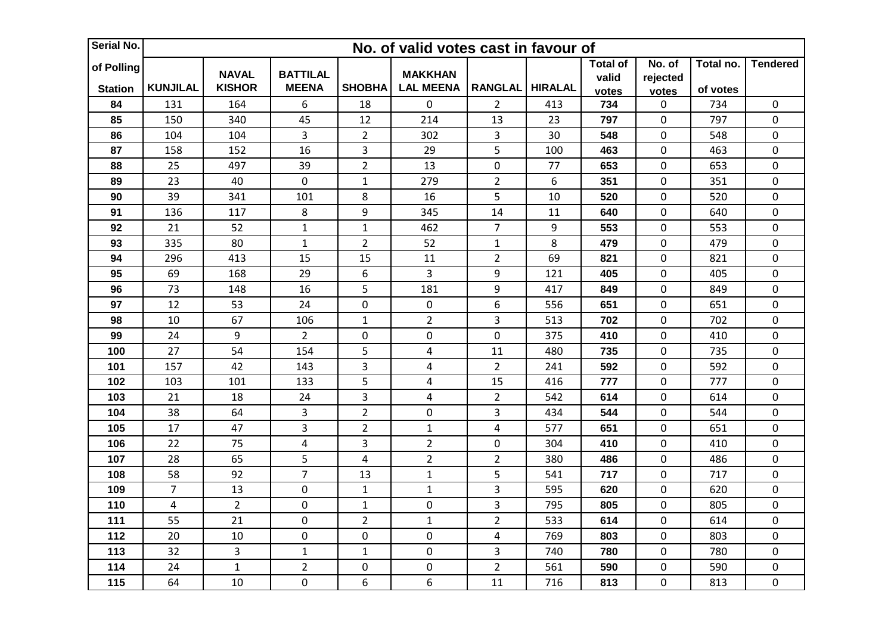| Serial No. of Polling Station | No. of valid votes cast in favour of | | | | | | | | | | |
|---|---|---|---|---|---|---|---|---|---|---|---|
| | KUNJILAL | NAVAL KISHOR | BATTILAL MEENA | SHOBHA | MAKKHAN LAL MEENA | RANGLAL | HIRALAL | Total of valid votes | No. of rejected votes | Total no. of votes | Tendered |
| 84 | 131 | 164 | 6 | 18 | 0 | 2 | 413 | 734 | 0 | 734 | 0 |
| 85 | 150 | 340 | 45 | 12 | 214 | 13 | 23 | 797 | 0 | 797 | 0 |
| 86 | 104 | 104 | 3 | 2 | 302 | 3 | 30 | 548 | 0 | 548 | 0 |
| 87 | 158 | 152 | 16 | 3 | 29 | 5 | 100 | 463 | 0 | 463 | 0 |
| 88 | 25 | 497 | 39 | 2 | 13 | 0 | 77 | 653 | 0 | 653 | 0 |
| 89 | 23 | 40 | 0 | 1 | 279 | 2 | 6 | 351 | 0 | 351 | 0 |
| 90 | 39 | 341 | 101 | 8 | 16 | 5 | 10 | 520 | 0 | 520 | 0 |
| 91 | 136 | 117 | 8 | 9 | 345 | 14 | 11 | 640 | 0 | 640 | 0 |
| 92 | 21 | 52 | 1 | 1 | 462 | 7 | 9 | 553 | 0 | 553 | 0 |
| 93 | 335 | 80 | 1 | 2 | 52 | 1 | 8 | 479 | 0 | 479 | 0 |
| 94 | 296 | 413 | 15 | 15 | 11 | 2 | 69 | 821 | 0 | 821 | 0 |
| 95 | 69 | 168 | 29 | 6 | 3 | 9 | 121 | 405 | 0 | 405 | 0 |
| 96 | 73 | 148 | 16 | 5 | 181 | 9 | 417 | 849 | 0 | 849 | 0 |
| 97 | 12 | 53 | 24 | 0 | 0 | 6 | 556 | 651 | 0 | 651 | 0 |
| 98 | 10 | 67 | 106 | 1 | 2 | 3 | 513 | 702 | 0 | 702 | 0 |
| 99 | 24 | 9 | 2 | 0 | 0 | 0 | 375 | 410 | 0 | 410 | 0 |
| 100 | 27 | 54 | 154 | 5 | 4 | 11 | 480 | 735 | 0 | 735 | 0 |
| 101 | 157 | 42 | 143 | 3 | 4 | 2 | 241 | 592 | 0 | 592 | 0 |
| 102 | 103 | 101 | 133 | 5 | 4 | 15 | 416 | 777 | 0 | 777 | 0 |
| 103 | 21 | 18 | 24 | 3 | 4 | 2 | 542 | 614 | 0 | 614 | 0 |
| 104 | 38 | 64 | 3 | 2 | 0 | 3 | 434 | 544 | 0 | 544 | 0 |
| 105 | 17 | 47 | 3 | 2 | 1 | 4 | 577 | 651 | 0 | 651 | 0 |
| 106 | 22 | 75 | 4 | 3 | 2 | 0 | 304 | 410 | 0 | 410 | 0 |
| 107 | 28 | 65 | 5 | 4 | 2 | 2 | 380 | 486 | 0 | 486 | 0 |
| 108 | 58 | 92 | 7 | 13 | 1 | 5 | 541 | 717 | 0 | 717 | 0 |
| 109 | 7 | 13 | 0 | 1 | 1 | 3 | 595 | 620 | 0 | 620 | 0 |
| 110 | 4 | 2 | 0 | 1 | 0 | 3 | 795 | 805 | 0 | 805 | 0 |
| 111 | 55 | 21 | 0 | 2 | 1 | 2 | 533 | 614 | 0 | 614 | 0 |
| 112 | 20 | 10 | 0 | 0 | 0 | 4 | 769 | 803 | 0 | 803 | 0 |
| 113 | 32 | 3 | 1 | 1 | 0 | 3 | 740 | 780 | 0 | 780 | 0 |
| 114 | 24 | 1 | 2 | 0 | 0 | 2 | 561 | 590 | 0 | 590 | 0 |
| 115 | 64 | 10 | 0 | 6 | 6 | 11 | 716 | 813 | 0 | 813 | 0 |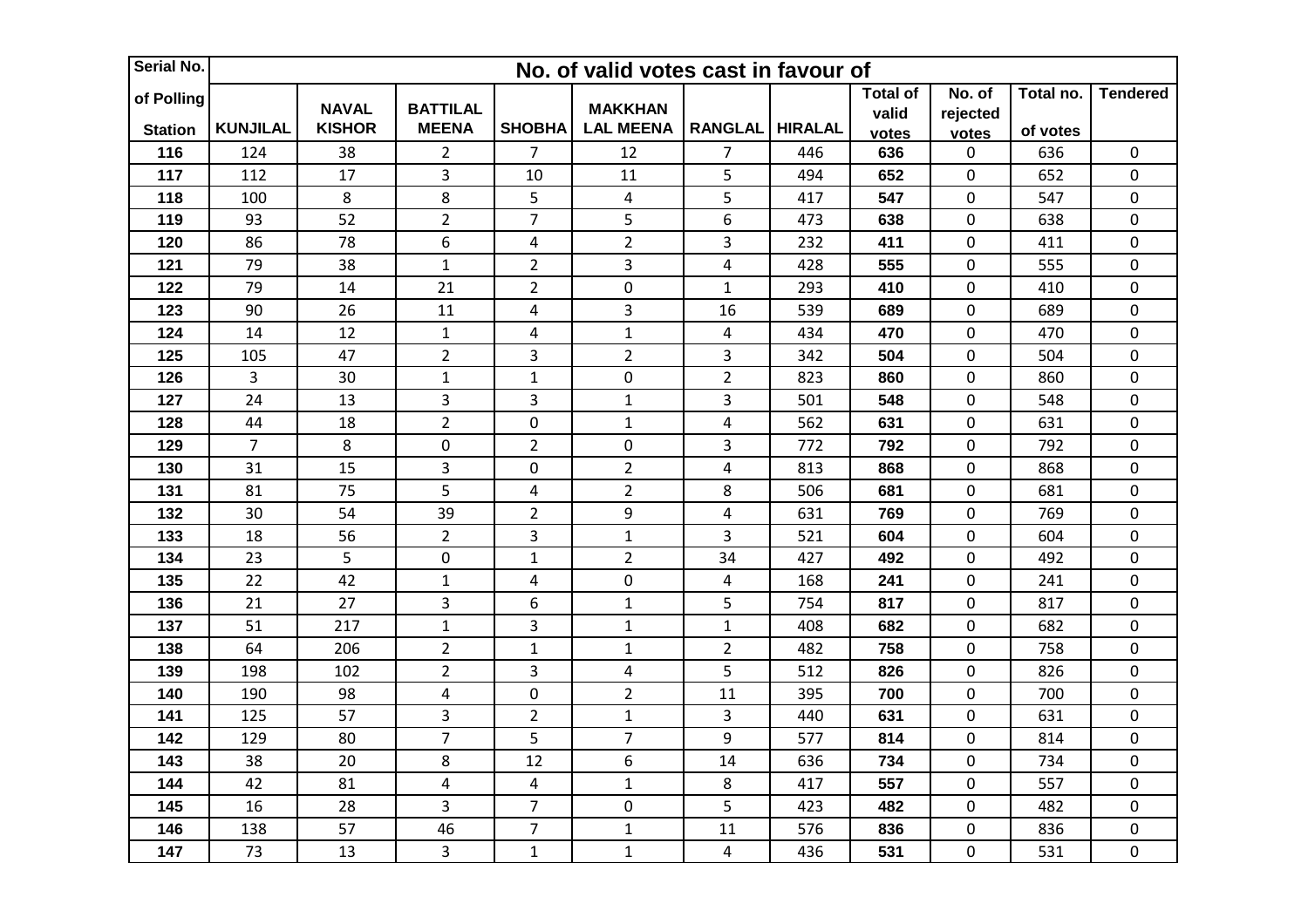| Serial No. of Polling Station | No. of valid votes cast in favour of | | | | | | | | | | |
|---|---|---|---|---|---|---|---|---|---|---|---|
| | KUNJILAL | NAVAL KISHOR | BATTILAL MEENA | SHOBHA | MAKKHAN LAL MEENA | RANGLAL | HIRALAL | Total of valid votes | No. of rejected votes | Total no. of votes | Tendered |
| 116 | 124 | 38 | 2 | 7 | 12 | 7 | 446 | 636 | 0 | 636 | 0 |
| 117 | 112 | 17 | 3 | 10 | 11 | 5 | 494 | 652 | 0 | 652 | 0 |
| 118 | 100 | 8 | 8 | 5 | 4 | 5 | 417 | 547 | 0 | 547 | 0 |
| 119 | 93 | 52 | 2 | 7 | 5 | 6 | 473 | 638 | 0 | 638 | 0 |
| 120 | 86 | 78 | 6 | 4 | 2 | 3 | 232 | 411 | 0 | 411 | 0 |
| 121 | 79 | 38 | 1 | 2 | 3 | 4 | 428 | 555 | 0 | 555 | 0 |
| 122 | 79 | 14 | 21 | 2 | 0 | 1 | 293 | 410 | 0 | 410 | 0 |
| 123 | 90 | 26 | 11 | 4 | 3 | 16 | 539 | 689 | 0 | 689 | 0 |
| 124 | 14 | 12 | 1 | 4 | 1 | 4 | 434 | 470 | 0 | 470 | 0 |
| 125 | 105 | 47 | 2 | 3 | 2 | 3 | 342 | 504 | 0 | 504 | 0 |
| 126 | 3 | 30 | 1 | 1 | 0 | 2 | 823 | 860 | 0 | 860 | 0 |
| 127 | 24 | 13 | 3 | 3 | 1 | 3 | 501 | 548 | 0 | 548 | 0 |
| 128 | 44 | 18 | 2 | 0 | 1 | 4 | 562 | 631 | 0 | 631 | 0 |
| 129 | 7 | 8 | 0 | 2 | 0 | 3 | 772 | 792 | 0 | 792 | 0 |
| 130 | 31 | 15 | 3 | 0 | 2 | 4 | 813 | 868 | 0 | 868 | 0 |
| 131 | 81 | 75 | 5 | 4 | 2 | 8 | 506 | 681 | 0 | 681 | 0 |
| 132 | 30 | 54 | 39 | 2 | 9 | 4 | 631 | 769 | 0 | 769 | 0 |
| 133 | 18 | 56 | 2 | 3 | 1 | 3 | 521 | 604 | 0 | 604 | 0 |
| 134 | 23 | 5 | 0 | 1 | 2 | 34 | 427 | 492 | 0 | 492 | 0 |
| 135 | 22 | 42 | 1 | 4 | 0 | 4 | 168 | 241 | 0 | 241 | 0 |
| 136 | 21 | 27 | 3 | 6 | 1 | 5 | 754 | 817 | 0 | 817 | 0 |
| 137 | 51 | 217 | 1 | 3 | 1 | 1 | 408 | 682 | 0 | 682 | 0 |
| 138 | 64 | 206 | 2 | 1 | 1 | 2 | 482 | 758 | 0 | 758 | 0 |
| 139 | 198 | 102 | 2 | 3 | 4 | 5 | 512 | 826 | 0 | 826 | 0 |
| 140 | 190 | 98 | 4 | 0 | 2 | 11 | 395 | 700 | 0 | 700 | 0 |
| 141 | 125 | 57 | 3 | 2 | 1 | 3 | 440 | 631 | 0 | 631 | 0 |
| 142 | 129 | 80 | 7 | 5 | 7 | 9 | 577 | 814 | 0 | 814 | 0 |
| 143 | 38 | 20 | 8 | 12 | 6 | 14 | 636 | 734 | 0 | 734 | 0 |
| 144 | 42 | 81 | 4 | 4 | 1 | 8 | 417 | 557 | 0 | 557 | 0 |
| 145 | 16 | 28 | 3 | 7 | 0 | 5 | 423 | 482 | 0 | 482 | 0 |
| 146 | 138 | 57 | 46 | 7 | 1 | 11 | 576 | 836 | 0 | 836 | 0 |
| 147 | 73 | 13 | 3 | 1 | 1 | 4 | 436 | 531 | 0 | 531 | 0 |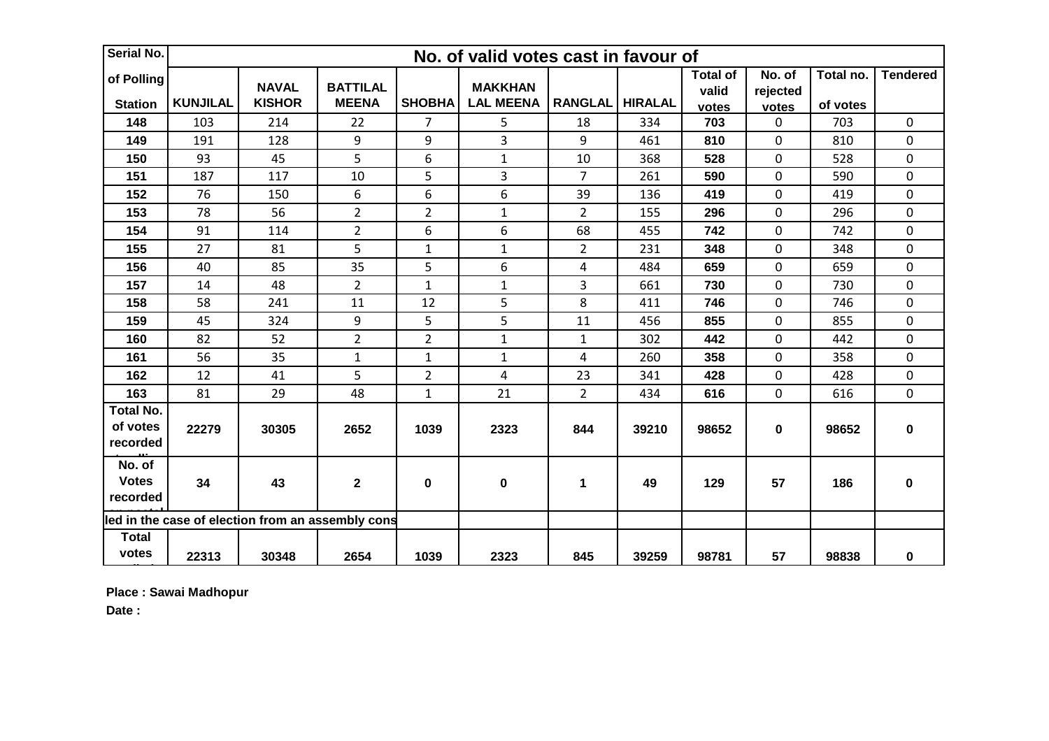| Serial No. of Polling Station | No. of valid votes cast in favour of | | | | | | | | | | |
|---|---|---|---|---|---|---|---|---|---|---|---|
| | KUNJILAL | NAVAL KISHOR | BATTILAL MEENA | SHOBHA | MAKKHAN LAL MEENA | RANGLAL | HIRALAL | Total of valid votes | No. of rejected votes | Total no. of votes | Tendered |
| **148** | 103 | 214 | 22 | 7 | 5 | 18 | 334 | **703** | 0 | 703 | 0 |
| **149** | 191 | 128 | 9 | 9 | 3 | 9 | 461 | **810** | 0 | 810 | 0 |
| **150** | 93 | 45 | 5 | 6 | 1 | 10 | 368 | **528** | 0 | 528 | 0 |
| **151** | 187 | 117 | 10 | 5 | 3 | 7 | 261 | **590** | 0 | 590 | 0 |
| **152** | 76 | 150 | 6 | 6 | 6 | 39 | 136 | **419** | 0 | 419 | 0 |
| **153** | 78 | 56 | 2 | 2 | 1 | 2 | 155 | **296** | 0 | 296 | 0 |
| **154** | 91 | 114 | 2 | 6 | 6 | 68 | 455 | **742** | 0 | 742 | 0 |
| **155** | 27 | 81 | 5 | 1 | 1 | 2 | 231 | **348** | 0 | 348 | 0 |
| **156** | 40 | 85 | 35 | 5 | 6 | 4 | 484 | **659** | 0 | 659 | 0 |
| **157** | 14 | 48 | 2 | 1 | 1 | 3 | 661 | **730** | 0 | 730 | 0 |
| **158** | 58 | 241 | 11 | 12 | 5 | 8 | 411 | **746** | 0 | 746 | 0 |
| **159** | 45 | 324 | 9 | 5 | 5 | 11 | 456 | **855** | 0 | 855 | 0 |
| **160** | 82 | 52 | 2 | 2 | 1 | 1 | 302 | **442** | 0 | 442 | 0 |
| **161** | 56 | 35 | 1 | 1 | 1 | 4 | 260 | **358** | 0 | 358 | 0 |
| **162** | 12 | 41 | 5 | 2 | 4 | 23 | 341 | **428** | 0 | 428 | 0 |
| **163** | 81 | 29 | 48 | 1 | 21 | 2 | 434 | **616** | 0 | 616 | 0 |
| **Total No. of votes recorded** | **22279** | **30305** | **2652** | **1039** | **2323** | **844** | **39210** | **98652** | **0** | **98652** | **0** |
| **No. of Votes recorded** | **34** | **43** | **2** | **0** | **0** | **1** | **49** | **129** | **57** | **186** | **0** |
| **led in the case of election from an assembly cons** | | | | | | | | | | | |
| **Total votes** | **22313** | **30348** | **2654** | **1039** | **2323** | **845** | **39259** | **98781** | **57** | **98838** | **0** |

**Place : Sawai Madhopur**

**Date :**